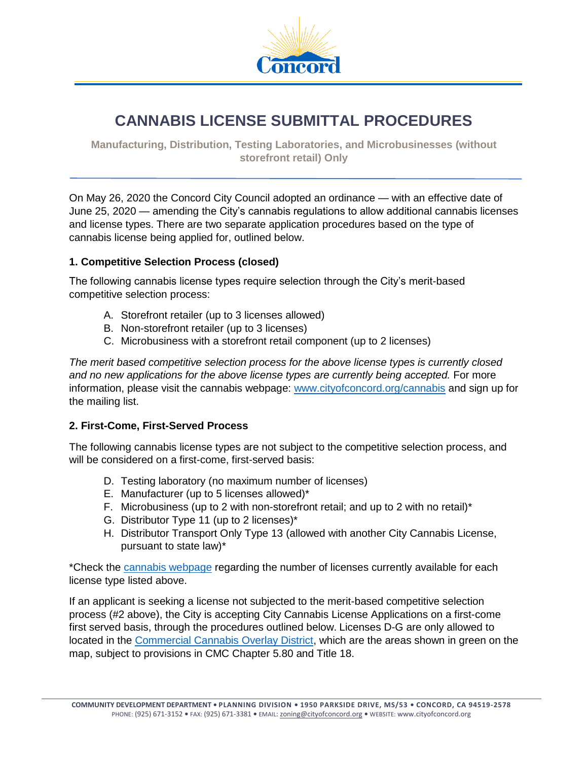# CANNABIS LICENSE SUBMITTAL PROCEDURES

**Manufacturing, Distribution, Testing Laboratories, and Microbusinesses (without storefront retail) Only**

On May 26, 2020 the Concord City Council adopted an ordinance — with an effective date of June 25, 2020 — amending the City's cannabis regulations to allow additional cannabis licenses and license types. There are two separate application procedures based on the type of cannabis license being applied for, outlined below.

### 1. Competitive Selection Process (closed)

The following cannabis license types require selection through the City's merit-based competitive selection process:

A. Storefront retailer (up to 3 licenses allowed)
B. Non-storefront retailer (up to 3 licenses)
C. Microbusiness with a storefront retail component (up to 2 licenses)

*The merit based competitive selection process for the above license types is currently closed and no new applications for the above license types are currently being accepted.* For more information, please visit the cannabis webpage: www.cityofconcord.org/cannabis and sign up for the mailing list.

### 2. First-Come, First-Served Process

The following cannabis license types are not subject to the competitive selection process, and will be considered on a first-come, first-served basis:

D. Testing laboratory (no maximum number of licenses)
E. Manufacturer (up to 5 licenses allowed)*
F. Microbusiness (up to 2 with non-storefront retail; and up to 2 with no retail)*
G. Distributor Type 11 (up to 2 licenses)*
H. Distributor Transport Only Type 13 (allowed with another City Cannabis License, pursuant to state law)*

*Check the cannabis webpage regarding the number of licenses currently available for each license type listed above.

If an applicant is seeking a license not subjected to the merit-based competitive selection process (#2 above), the City is accepting City Cannabis License Applications on a first-come first served basis, through the procedures outlined below. Licenses D-G are only allowed to located in the Commercial Cannabis Overlay District, which are the areas shown in green on the map, subject to provisions in CMC Chapter 5.80 and Title 18.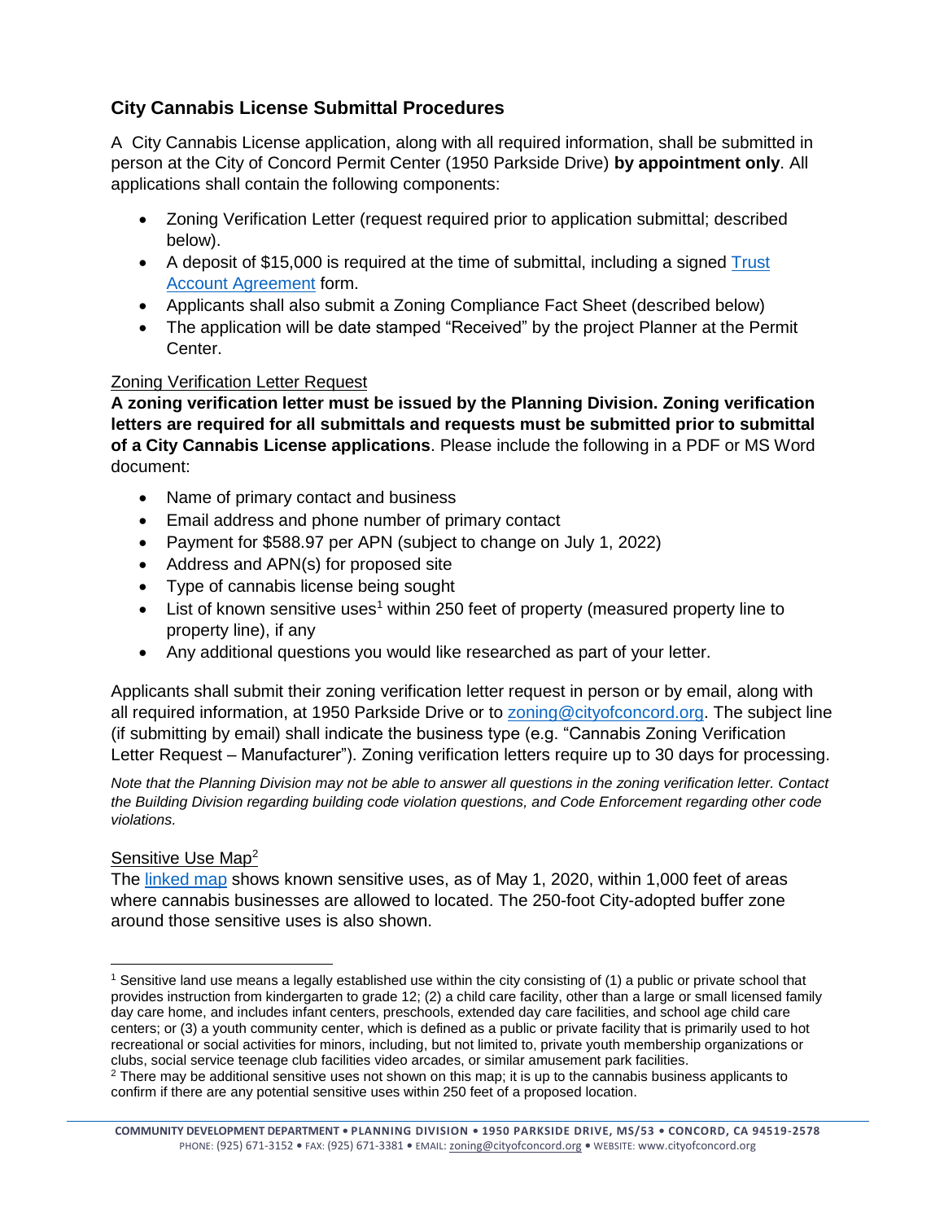## City Cannabis License Submittal Procedures

A City Cannabis License application, along with all required information, shall be submitted in person at the City of Concord Permit Center (1950 Parkside Drive) **by appointment only**. All applications shall contain the following components:

- Zoning Verification Letter (request required prior to application submittal; described below).
- A deposit of $15,000 is required at the time of submittal, including a signed Trust Account Agreement form.
- Applicants shall also submit a Zoning Compliance Fact Sheet (described below)
- The application will be date stamped "Received" by the project Planner at the Permit Center.

### Zoning Verification Letter Request

**A zoning verification letter must be issued by the Planning Division. Zoning verification letters are required for all submittals and requests must be submitted prior to submittal of a City Cannabis License applications**. Please include the following in a PDF or MS Word document:

- Name of primary contact and business
- Email address and phone number of primary contact
- Payment for $588.97 per APN (subject to change on July 1, 2022)
- Address and APN(s) for proposed site
- Type of cannabis license being sought
- List of known sensitive uses[1] within 250 feet of property (measured property line to property line), if any
- Any additional questions you would like researched as part of your letter.

Applicants shall submit their zoning verification letter request in person or by email, along with all required information, at 1950 Parkside Drive or to zoning@cityofconcord.org. The subject line (if submitting by email) shall indicate the business type (e.g. "Cannabis Zoning Verification Letter Request – Manufacturer"). Zoning verification letters require up to 30 days for processing.

*Note that the Planning Division may not be able to answer all questions in the zoning verification letter. Contact the Building Division regarding building code violation questions, and Code Enforcement regarding other code violations.*

### Sensitive Use Map[2]

The linked map shows known sensitive uses, as of May 1, 2020, within 1,000 feet of areas where cannabis businesses are allowed to located. The 250-foot City-adopted buffer zone around those sensitive uses is also shown.

---

[1] Sensitive land use means a legally established use within the city consisting of (1) a public or private school that provides instruction from kindergarten to grade 12; (2) a child care facility, other than a large or small licensed family day care home, and includes infant centers, preschools, extended day care facilities, and school age child care centers; or (3) a youth community center, which is defined as a public or private facility that is primarily used to hot recreational or social activities for minors, including, but not limited to, private youth membership organizations or clubs, social service teenage club facilities video arcades, or similar amusement park facilities.

[2] There may be additional sensitive uses not shown on this map; it is up to the cannabis business applicants to confirm if there are any potential sensitive uses within 250 feet of a proposed location.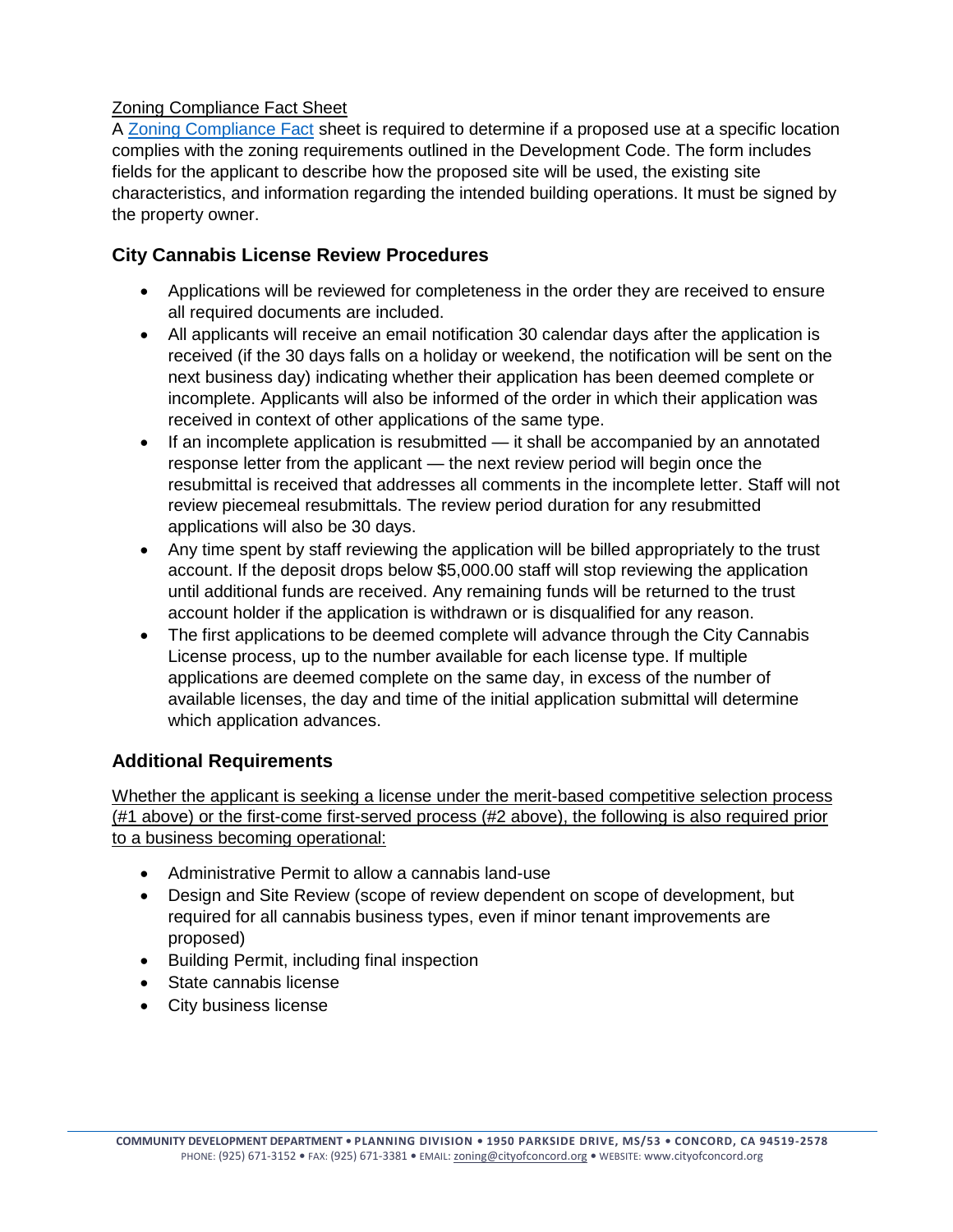Zoning Compliance Fact Sheet

A Zoning Compliance Fact sheet is required to determine if a proposed use at a specific location complies with the zoning requirements outlined in the Development Code. The form includes fields for the applicant to describe how the proposed site will be used, the existing site characteristics, and information regarding the intended building operations. It must be signed by the property owner.

## City Cannabis License Review Procedures

- Applications will be reviewed for completeness in the order they are received to ensure all required documents are included.
- All applicants will receive an email notification 30 calendar days after the application is received (if the 30 days falls on a holiday or weekend, the notification will be sent on the next business day) indicating whether their application has been deemed complete or incomplete. Applicants will also be informed of the order in which their application was received in context of other applications of the same type.
- If an incomplete application is resubmitted — it shall be accompanied by an annotated response letter from the applicant — the next review period will begin once the resubmittal is received that addresses all comments in the incomplete letter. Staff will not review piecemeal resubmittals. The review period duration for any resubmitted applications will also be 30 days.
- Any time spent by staff reviewing the application will be billed appropriately to the trust account. If the deposit drops below $5,000.00 staff will stop reviewing the application until additional funds are received. Any remaining funds will be returned to the trust account holder if the application is withdrawn or is disqualified for any reason.
- The first applications to be deemed complete will advance through the City Cannabis License process, up to the number available for each license type. If multiple applications are deemed complete on the same day, in excess of the number of available licenses, the day and time of the initial application submittal will determine which application advances.

## Additional Requirements

Whether the applicant is seeking a license under the merit-based competitive selection process (#1 above) or the first-come first-served process (#2 above), the following is also required prior to a business becoming operational:

- Administrative Permit to allow a cannabis land-use
- Design and Site Review (scope of review dependent on scope of development, but required for all cannabis business types, even if minor tenant improvements are proposed)
- Building Permit, including final inspection
- State cannabis license
- City business license